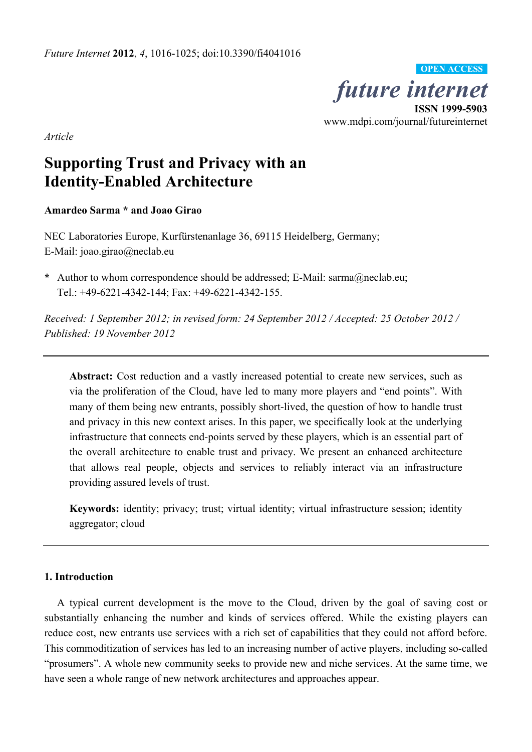*Article*

# Supporting Trust and Privacy with an Identity-Enabled Architecture

**Amardeo Sarma * and Joao Girao**

NEC Laboratories Europe, Kurfürstenanlage 36, 69115 Heidelberg, Germany;
E-Mail: joao.girao@neclab.eu

**\*** Author to whom correspondence should be addressed; E-Mail: sarma@neclab.eu;
Tel.: +49-6221-4342-144; Fax: +49-6221-4342-155.

*Received: 1 September 2012; in revised form: 24 September 2012 / Accepted: 25 October 2012 / Published: 19 November 2012*

**Abstract:** Cost reduction and a vastly increased potential to create new services, such as via the proliferation of the Cloud, have led to many more players and "end points". With many of them being new entrants, possibly short-lived, the question of how to handle trust and privacy in this new context arises. In this paper, we specifically look at the underlying infrastructure that connects end-points served by these players, which is an essential part of the overall architecture to enable trust and privacy. We present an enhanced architecture that allows real people, objects and services to reliably interact via an infrastructure providing assured levels of trust.

**Keywords:** identity; privacy; trust; virtual identity; virtual infrastructure session; identity aggregator; cloud

## 1. Introduction

A typical current development is the move to the Cloud, driven by the goal of saving cost or substantially enhancing the number and kinds of services offered. While the existing players can reduce cost, new entrants use services with a rich set of capabilities that they could not afford before. This commoditization of services has led to an increasing number of active players, including so-called "prosumers". A whole new community seeks to provide new and niche services. At the same time, we have seen a whole range of new network architectures and approaches appear.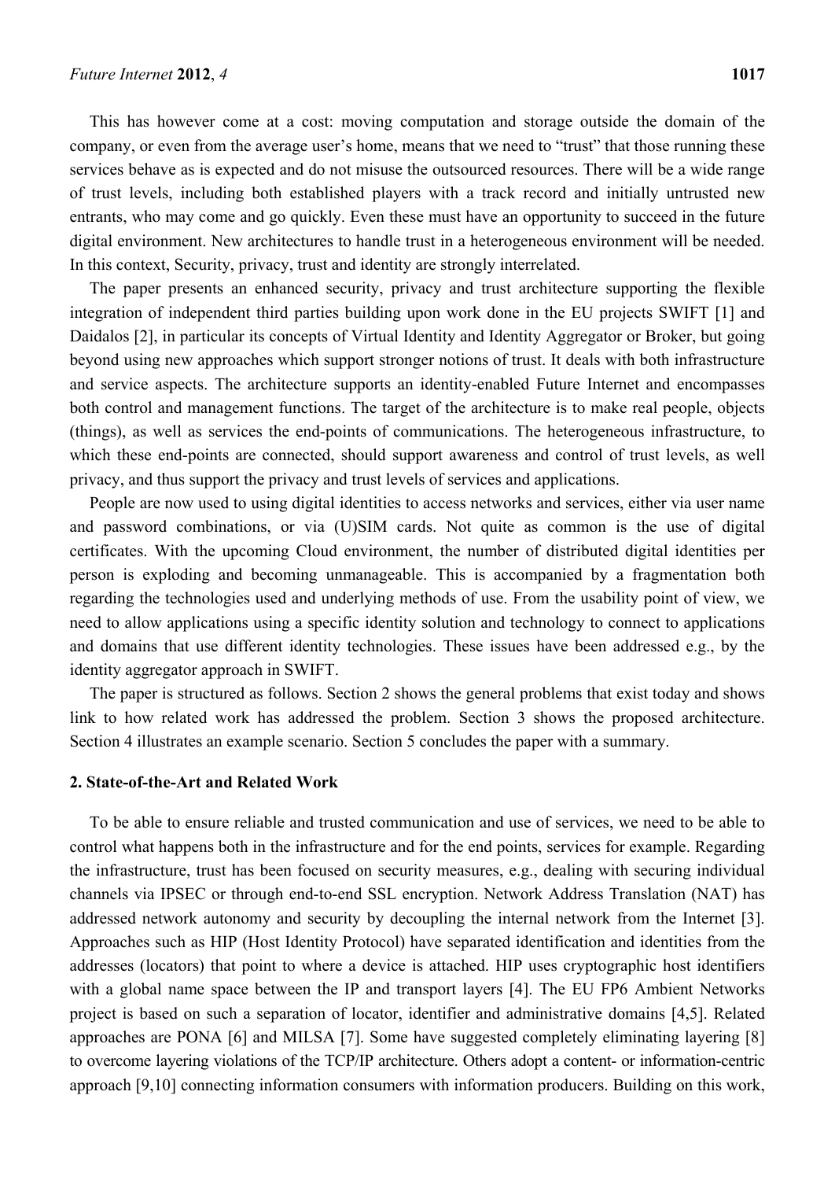This has however come at a cost: moving computation and storage outside the domain of the company, or even from the average user's home, means that we need to "trust" that those running these services behave as is expected and do not misuse the outsourced resources. There will be a wide range of trust levels, including both established players with a track record and initially untrusted new entrants, who may come and go quickly. Even these must have an opportunity to succeed in the future digital environment. New architectures to handle trust in a heterogeneous environment will be needed. In this context, Security, privacy, trust and identity are strongly interrelated.

The paper presents an enhanced security, privacy and trust architecture supporting the flexible integration of independent third parties building upon work done in the EU projects SWIFT [1] and Daidalos [2], in particular its concepts of Virtual Identity and Identity Aggregator or Broker, but going beyond using new approaches which support stronger notions of trust. It deals with both infrastructure and service aspects. The architecture supports an identity-enabled Future Internet and encompasses both control and management functions. The target of the architecture is to make real people, objects (things), as well as services the end-points of communications. The heterogeneous infrastructure, to which these end-points are connected, should support awareness and control of trust levels, as well privacy, and thus support the privacy and trust levels of services and applications.

People are now used to using digital identities to access networks and services, either via user name and password combinations, or via (U)SIM cards. Not quite as common is the use of digital certificates. With the upcoming Cloud environment, the number of distributed digital identities per person is exploding and becoming unmanageable. This is accompanied by a fragmentation both regarding the technologies used and underlying methods of use. From the usability point of view, we need to allow applications using a specific identity solution and technology to connect to applications and domains that use different identity technologies. These issues have been addressed e.g., by the identity aggregator approach in SWIFT.

The paper is structured as follows. Section 2 shows the general problems that exist today and shows link to how related work has addressed the problem. Section 3 shows the proposed architecture. Section 4 illustrates an example scenario. Section 5 concludes the paper with a summary.

## 2. State-of-the-Art and Related Work

To be able to ensure reliable and trusted communication and use of services, we need to be able to control what happens both in the infrastructure and for the end points, services for example. Regarding the infrastructure, trust has been focused on security measures, e.g., dealing with securing individual channels via IPSEC or through end-to-end SSL encryption. Network Address Translation (NAT) has addressed network autonomy and security by decoupling the internal network from the Internet [3]. Approaches such as HIP (Host Identity Protocol) have separated identification and identities from the addresses (locators) that point to where a device is attached. HIP uses cryptographic host identifiers with a global name space between the IP and transport layers [4]. The EU FP6 Ambient Networks project is based on such a separation of locator, identifier and administrative domains [4,5]. Related approaches are PONA [6] and MILSA [7]. Some have suggested completely eliminating layering [8] to overcome layering violations of the TCP/IP architecture. Others adopt a content- or information-centric approach [9,10] connecting information consumers with information producers. Building on this work,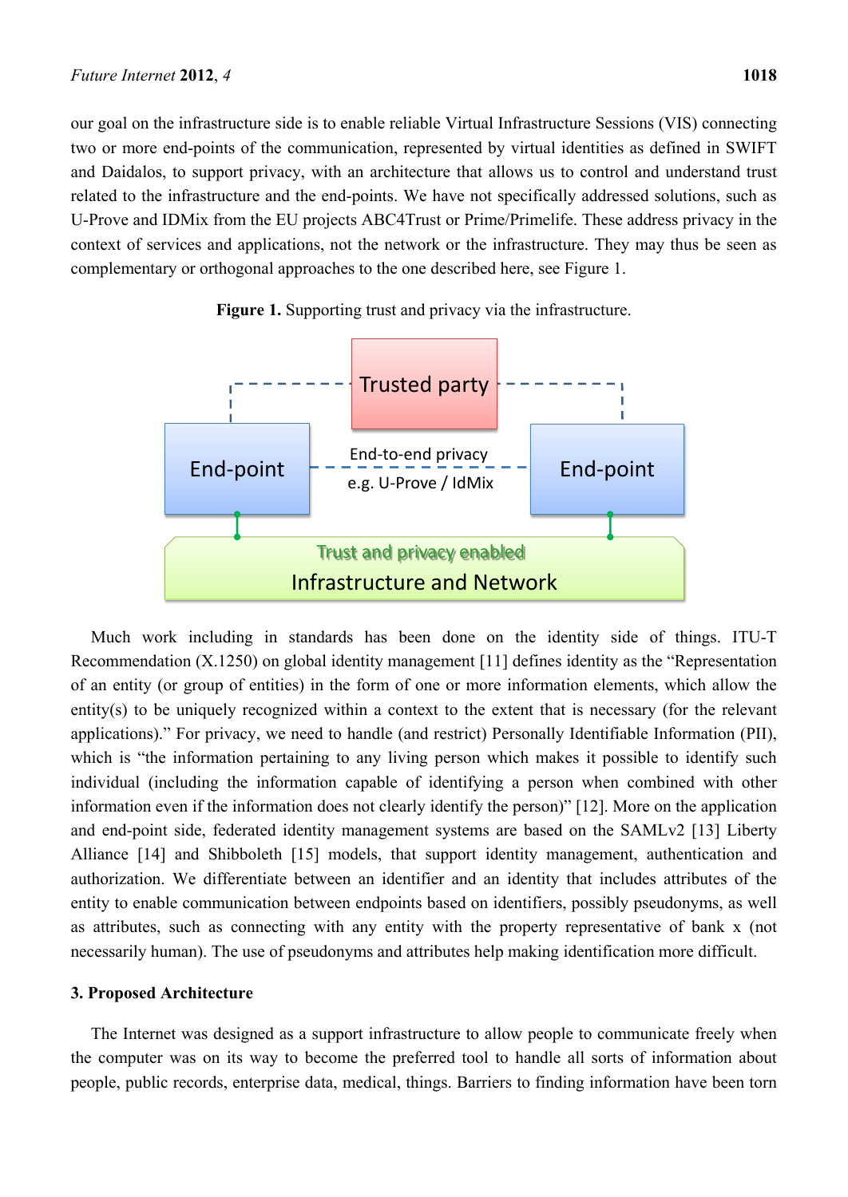our goal on the infrastructure side is to enable reliable Virtual Infrastructure Sessions (VIS) connecting two or more end-points of the communication, represented by virtual identities as defined in SWIFT and Daidalos, to support privacy, with an architecture that allows us to control and understand trust related to the infrastructure and the end-points. We have not specifically addressed solutions, such as U-Prove and IDMix from the EU projects ABC4Trust or Prime/Primelife. These address privacy in the context of services and applications, not the network or the infrastructure. They may thus be seen as complementary or orthogonal approaches to the one described here, see Figure 1.

**Figure 1.** Supporting trust and privacy via the infrastructure.

Much work including in standards has been done on the identity side of things. ITU-T Recommendation (X.1250) on global identity management [11] defines identity as the "Representation of an entity (or group of entities) in the form of one or more information elements, which allow the entity(s) to be uniquely recognized within a context to the extent that is necessary (for the relevant applications)." For privacy, we need to handle (and restrict) Personally Identifiable Information (PII), which is "the information pertaining to any living person which makes it possible to identify such individual (including the information capable of identifying a person when combined with other information even if the information does not clearly identify the person)" [12]. More on the application and end-point side, federated identity management systems are based on the SAMLv2 [13] Liberty Alliance [14] and Shibboleth [15] models, that support identity management, authentication and authorization. We differentiate between an identifier and an identity that includes attributes of the entity to enable communication between endpoints based on identifiers, possibly pseudonyms, as well as attributes, such as connecting with any entity with the property representative of bank x (not necessarily human). The use of pseudonyms and attributes help making identification more difficult.

## 3. Proposed Architecture

The Internet was designed as a support infrastructure to allow people to communicate freely when the computer was on its way to become the preferred tool to handle all sorts of information about people, public records, enterprise data, medical, things. Barriers to finding information have been torn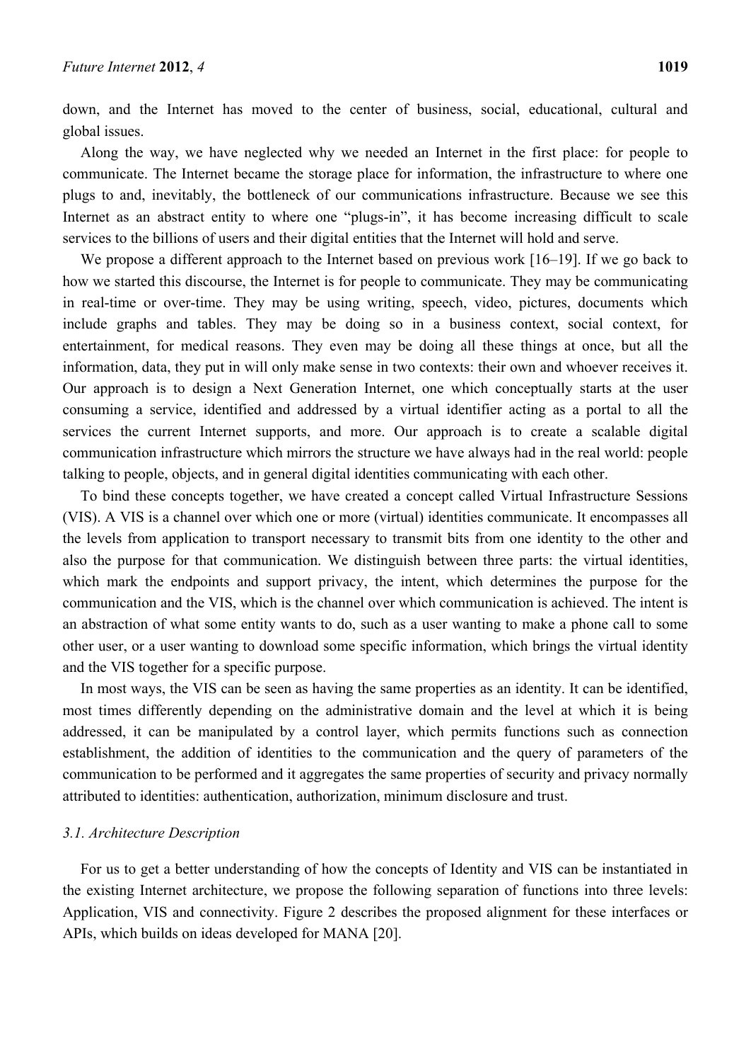down, and the Internet has moved to the center of business, social, educational, cultural and global issues.

Along the way, we have neglected why we needed an Internet in the first place: for people to communicate. The Internet became the storage place for information, the infrastructure to where one plugs to and, inevitably, the bottleneck of our communications infrastructure. Because we see this Internet as an abstract entity to where one "plugs-in", it has become increasing difficult to scale services to the billions of users and their digital entities that the Internet will hold and serve.

We propose a different approach to the Internet based on previous work [16–19]. If we go back to how we started this discourse, the Internet is for people to communicate. They may be communicating in real-time or over-time. They may be using writing, speech, video, pictures, documents which include graphs and tables. They may be doing so in a business context, social context, for entertainment, for medical reasons. They even may be doing all these things at once, but all the information, data, they put in will only make sense in two contexts: their own and whoever receives it. Our approach is to design a Next Generation Internet, one which conceptually starts at the user consuming a service, identified and addressed by a virtual identifier acting as a portal to all the services the current Internet supports, and more. Our approach is to create a scalable digital communication infrastructure which mirrors the structure we have always had in the real world: people talking to people, objects, and in general digital identities communicating with each other.

To bind these concepts together, we have created a concept called Virtual Infrastructure Sessions (VIS). A VIS is a channel over which one or more (virtual) identities communicate. It encompasses all the levels from application to transport necessary to transmit bits from one identity to the other and also the purpose for that communication. We distinguish between three parts: the virtual identities, which mark the endpoints and support privacy, the intent, which determines the purpose for the communication and the VIS, which is the channel over which communication is achieved. The intent is an abstraction of what some entity wants to do, such as a user wanting to make a phone call to some other user, or a user wanting to download some specific information, which brings the virtual identity and the VIS together for a specific purpose.

In most ways, the VIS can be seen as having the same properties as an identity. It can be identified, most times differently depending on the administrative domain and the level at which it is being addressed, it can be manipulated by a control layer, which permits functions such as connection establishment, the addition of identities to the communication and the query of parameters of the communication to be performed and it aggregates the same properties of security and privacy normally attributed to identities: authentication, authorization, minimum disclosure and trust.

### *3.1. Architecture Description*

For us to get a better understanding of how the concepts of Identity and VIS can be instantiated in the existing Internet architecture, we propose the following separation of functions into three levels: Application, VIS and connectivity. Figure 2 describes the proposed alignment for these interfaces or APIs, which builds on ideas developed for MANA [20].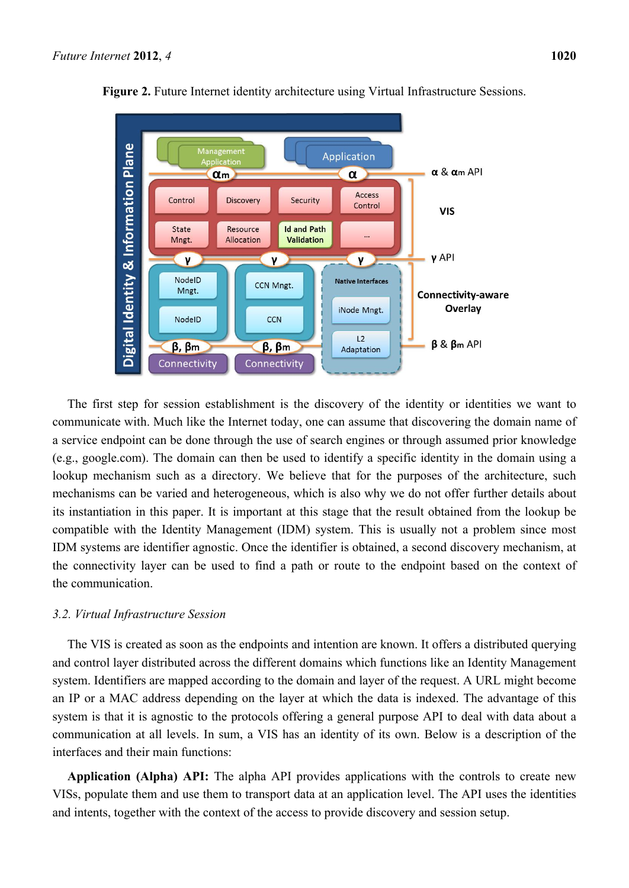**Figure 2.** Future Internet identity architecture using Virtual Infrastructure Sessions.

The first step for session establishment is the discovery of the identity or identities we want to communicate with. Much like the Internet today, one can assume that discovering the domain name of a service endpoint can be done through the use of search engines or through assumed prior knowledge (e.g., google.com). The domain can then be used to identify a specific identity in the domain using a lookup mechanism such as a directory. We believe that for the purposes of the architecture, such mechanisms can be varied and heterogeneous, which is also why we do not offer further details about its instantiation in this paper. It is important at this stage that the result obtained from the lookup be compatible with the Identity Management (IDM) system. This is usually not a problem since most IDM systems are identifier agnostic. Once the identifier is obtained, a second discovery mechanism, at the connectivity layer can be used to find a path or route to the endpoint based on the context of the communication.

### *3.2. Virtual Infrastructure Session*

The VIS is created as soon as the endpoints and intention are known. It offers a distributed querying and control layer distributed across the different domains which functions like an Identity Management system. Identifiers are mapped according to the domain and layer of the request. A URL might become an IP or a MAC address depending on the layer at which the data is indexed. The advantage of this system is that it is agnostic to the protocols offering a general purpose API to deal with data about a communication at all levels. In sum, a VIS has an identity of its own. Below is a description of the interfaces and their main functions:

**Application (Alpha) API:** The alpha API provides applications with the controls to create new VISs, populate them and use them to transport data at an application level. The API uses the identities and intents, together with the context of the access to provide discovery and session setup.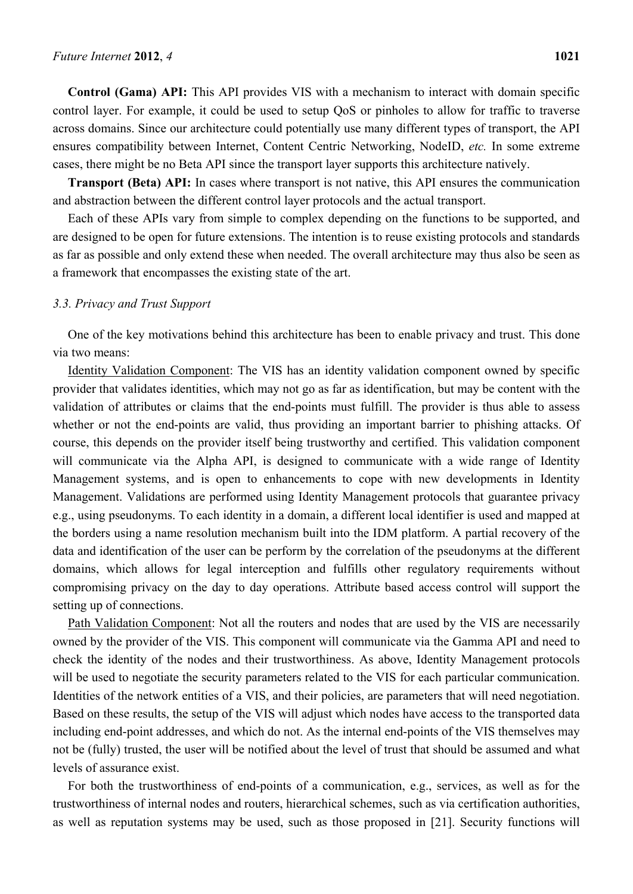**Control (Gama) API:** This API provides VIS with a mechanism to interact with domain specific control layer. For example, it could be used to setup QoS or pinholes to allow for traffic to traverse across domains. Since our architecture could potentially use many different types of transport, the API ensures compatibility between Internet, Content Centric Networking, NodeID, *etc.* In some extreme cases, there might be no Beta API since the transport layer supports this architecture natively.

**Transport (Beta) API:** In cases where transport is not native, this API ensures the communication and abstraction between the different control layer protocols and the actual transport.

Each of these APIs vary from simple to complex depending on the functions to be supported, and are designed to be open for future extensions. The intention is to reuse existing protocols and standards as far as possible and only extend these when needed. The overall architecture may thus also be seen as a framework that encompasses the existing state of the art.

### *3.3. Privacy and Trust Support*

One of the key motivations behind this architecture has been to enable privacy and trust. This done via two means:

Identity Validation Component: The VIS has an identity validation component owned by specific provider that validates identities, which may not go as far as identification, but may be content with the validation of attributes or claims that the end-points must fulfill. The provider is thus able to assess whether or not the end-points are valid, thus providing an important barrier to phishing attacks. Of course, this depends on the provider itself being trustworthy and certified. This validation component will communicate via the Alpha API, is designed to communicate with a wide range of Identity Management systems, and is open to enhancements to cope with new developments in Identity Management. Validations are performed using Identity Management protocols that guarantee privacy e.g., using pseudonyms. To each identity in a domain, a different local identifier is used and mapped at the borders using a name resolution mechanism built into the IDM platform. A partial recovery of the data and identification of the user can be perform by the correlation of the pseudonyms at the different domains, which allows for legal interception and fulfills other regulatory requirements without compromising privacy on the day to day operations. Attribute based access control will support the setting up of connections.

Path Validation Component: Not all the routers and nodes that are used by the VIS are necessarily owned by the provider of the VIS. This component will communicate via the Gamma API and need to check the identity of the nodes and their trustworthiness. As above, Identity Management protocols will be used to negotiate the security parameters related to the VIS for each particular communication. Identities of the network entities of a VIS, and their policies, are parameters that will need negotiation. Based on these results, the setup of the VIS will adjust which nodes have access to the transported data including end-point addresses, and which do not. As the internal end-points of the VIS themselves may not be (fully) trusted, the user will be notified about the level of trust that should be assumed and what levels of assurance exist.

For both the trustworthiness of end-points of a communication, e.g., services, as well as for the trustworthiness of internal nodes and routers, hierarchical schemes, such as via certification authorities, as well as reputation systems may be used, such as those proposed in [21]. Security functions will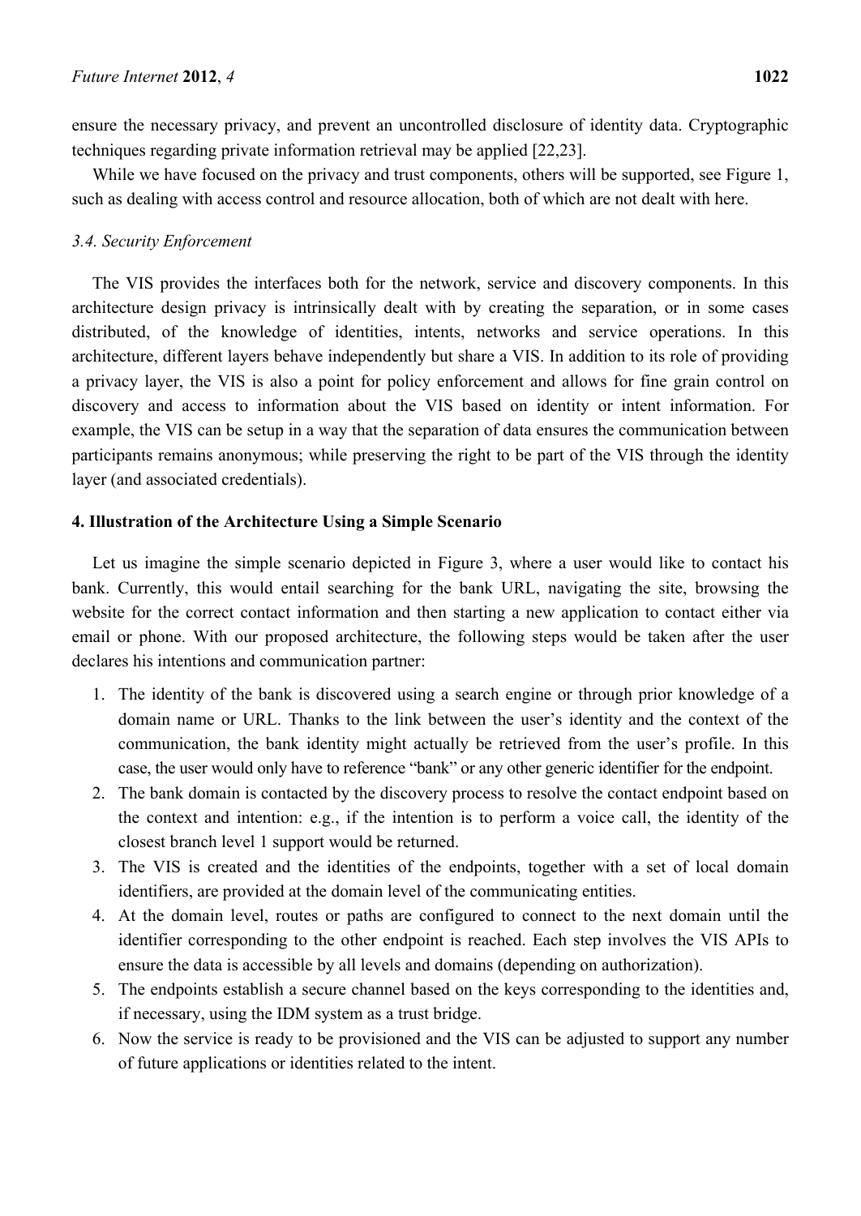ensure the necessary privacy, and prevent an uncontrolled disclosure of identity data. Cryptographic techniques regarding private information retrieval may be applied [22,23].

While we have focused on the privacy and trust components, others will be supported, see Figure 1, such as dealing with access control and resource allocation, both of which are not dealt with here.

### *3.4. Security Enforcement*

The VIS provides the interfaces both for the network, service and discovery components. In this architecture design privacy is intrinsically dealt with by creating the separation, or in some cases distributed, of the knowledge of identities, intents, networks and service operations. In this architecture, different layers behave independently but share a VIS. In addition to its role of providing a privacy layer, the VIS is also a point for policy enforcement and allows for fine grain control on discovery and access to information about the VIS based on identity or intent information. For example, the VIS can be setup in a way that the separation of data ensures the communication between participants remains anonymous; while preserving the right to be part of the VIS through the identity layer (and associated credentials).

## **4. Illustration of the Architecture Using a Simple Scenario**

Let us imagine the simple scenario depicted in Figure 3, where a user would like to contact his bank. Currently, this would entail searching for the bank URL, navigating the site, browsing the website for the correct contact information and then starting a new application to contact either via email or phone. With our proposed architecture, the following steps would be taken after the user declares his intentions and communication partner:

1. The identity of the bank is discovered using a search engine or through prior knowledge of a domain name or URL. Thanks to the link between the user's identity and the context of the communication, the bank identity might actually be retrieved from the user's profile. In this case, the user would only have to reference "bank" or any other generic identifier for the endpoint.
2. The bank domain is contacted by the discovery process to resolve the contact endpoint based on the context and intention: e.g., if the intention is to perform a voice call, the identity of the closest branch level 1 support would be returned.
3. The VIS is created and the identities of the endpoints, together with a set of local domain identifiers, are provided at the domain level of the communicating entities.
4. At the domain level, routes or paths are configured to connect to the next domain until the identifier corresponding to the other endpoint is reached. Each step involves the VIS APIs to ensure the data is accessible by all levels and domains (depending on authorization).
5. The endpoints establish a secure channel based on the keys corresponding to the identities and, if necessary, using the IDM system as a trust bridge.
6. Now the service is ready to be provisioned and the VIS can be adjusted to support any number of future applications or identities related to the intent.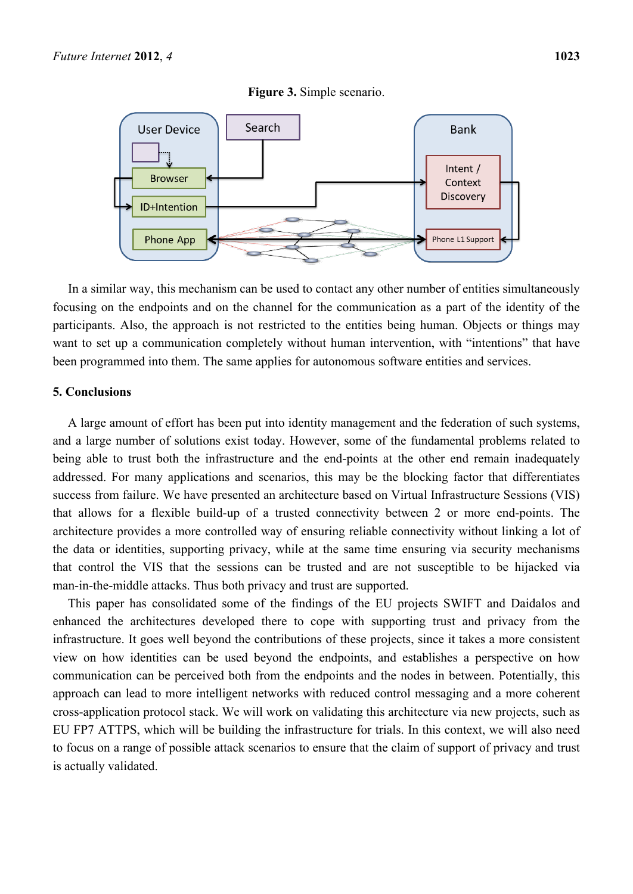**Figure 3.** Simple scenario.

User Device
Search
Bank
Browser
ID+Intention
Phone App
Intent / Context Discovery
Phone L1 Support

In a similar way, this mechanism can be used to contact any other number of entities simultaneously focusing on the endpoints and on the channel for the communication as a part of the identity of the participants. Also, the approach is not restricted to the entities being human. Objects or things may want to set up a communication completely without human intervention, with "intentions" that have been programmed into them. The same applies for autonomous software entities and services.

## 5. Conclusions

A large amount of effort has been put into identity management and the federation of such systems, and a large number of solutions exist today. However, some of the fundamental problems related to being able to trust both the infrastructure and the end-points at the other end remain inadequately addressed. For many applications and scenarios, this may be the blocking factor that differentiates success from failure. We have presented an architecture based on Virtual Infrastructure Sessions (VIS) that allows for a flexible build-up of a trusted connectivity between 2 or more end-points. The architecture provides a more controlled way of ensuring reliable connectivity without linking a lot of the data or identities, supporting privacy, while at the same time ensuring via security mechanisms that control the VIS that the sessions can be trusted and are not susceptible to be hijacked via man-in-the-middle attacks. Thus both privacy and trust are supported.

This paper has consolidated some of the findings of the EU projects SWIFT and Daidalos and enhanced the architectures developed there to cope with supporting trust and privacy from the infrastructure. It goes well beyond the contributions of these projects, since it takes a more consistent view on how identities can be used beyond the endpoints, and establishes a perspective on how communication can be perceived both from the endpoints and the nodes in between. Potentially, this approach can lead to more intelligent networks with reduced control messaging and a more coherent cross-application protocol stack. We will work on validating this architecture via new projects, such as EU FP7 ATTPS, which will be building the infrastructure for trials. In this context, we will also need to focus on a range of possible attack scenarios to ensure that the claim of support of privacy and trust is actually validated.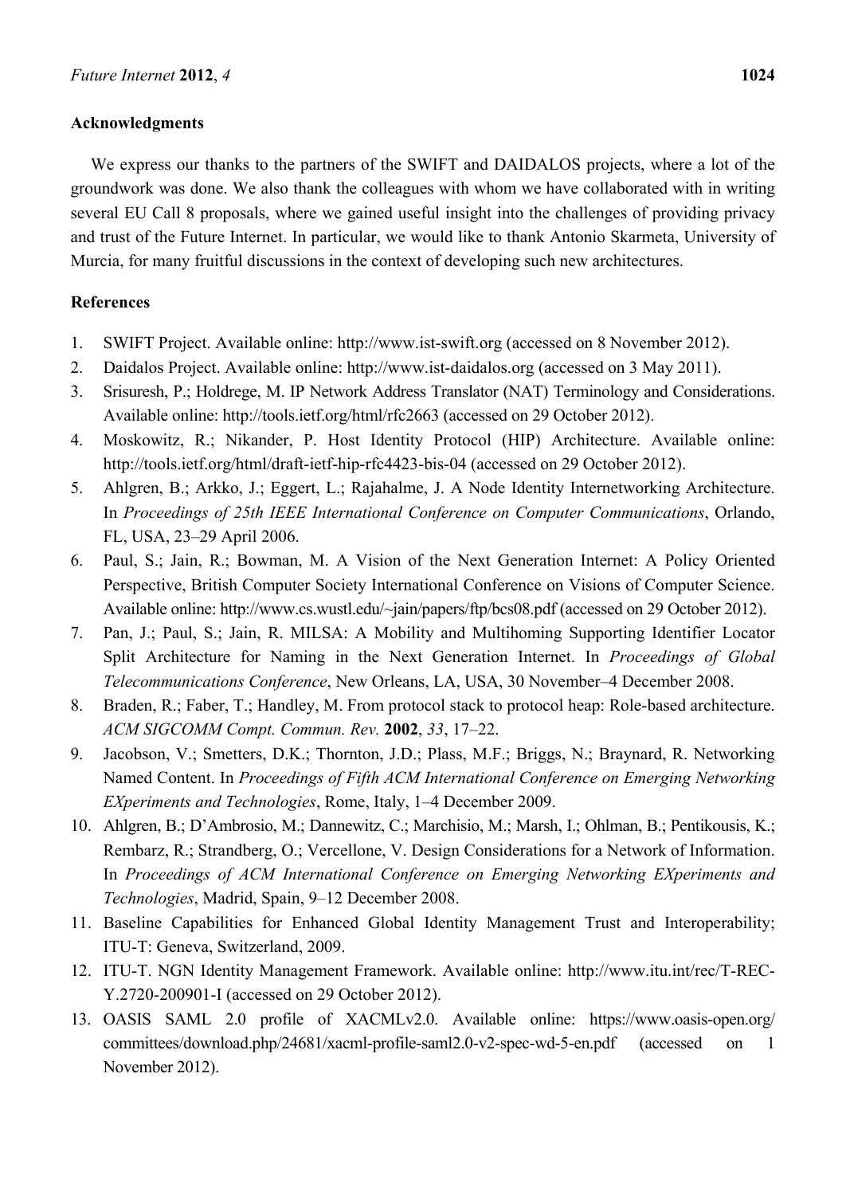## Acknowledgments

We express our thanks to the partners of the SWIFT and DAIDALOS projects, where a lot of the groundwork was done. We also thank the colleagues with whom we have collaborated with in writing several EU Call 8 proposals, where we gained useful insight into the challenges of providing privacy and trust of the Future Internet. In particular, we would like to thank Antonio Skarmeta, University of Murcia, for many fruitful discussions in the context of developing such new architectures.

## References

1. SWIFT Project. Available online: http://www.ist-swift.org (accessed on 8 November 2012).
2. Daidalos Project. Available online: http://www.ist-daidalos.org (accessed on 3 May 2011).
3. Srisuresh, P.; Holdrege, M. IP Network Address Translator (NAT) Terminology and Considerations. Available online: http://tools.ietf.org/html/rfc2663 (accessed on 29 October 2012).
4. Moskowitz, R.; Nikander, P. Host Identity Protocol (HIP) Architecture. Available online: http://tools.ietf.org/html/draft-ietf-hip-rfc4423-bis-04 (accessed on 29 October 2012).
5. Ahlgren, B.; Arkko, J.; Eggert, L.; Rajahalme, J. A Node Identity Internetworking Architecture. In *Proceedings of 25th IEEE International Conference on Computer Communications*, Orlando, FL, USA, 23–29 April 2006.
6. Paul, S.; Jain, R.; Bowman, M. A Vision of the Next Generation Internet: A Policy Oriented Perspective, British Computer Society International Conference on Visions of Computer Science. Available online: http://www.cs.wustl.edu/~jain/papers/ftp/bcs08.pdf (accessed on 29 October 2012).
7. Pan, J.; Paul, S.; Jain, R. MILSA: A Mobility and Multihoming Supporting Identifier Locator Split Architecture for Naming in the Next Generation Internet. In *Proceedings of Global Telecommunications Conference*, New Orleans, LA, USA, 30 November–4 December 2008.
8. Braden, R.; Faber, T.; Handley, M. From protocol stack to protocol heap: Role-based architecture. *ACM SIGCOMM Compt. Commun. Rev.* **2002**, *33*, 17–22.
9. Jacobson, V.; Smetters, D.K.; Thornton, J.D.; Plass, M.F.; Briggs, N.; Braynard, R. Networking Named Content. In *Proceedings of Fifth ACM International Conference on Emerging Networking EXperiments and Technologies*, Rome, Italy, 1–4 December 2009.
10. Ahlgren, B.; D'Ambrosio, M.; Dannewitz, C.; Marchisio, M.; Marsh, I.; Ohlman, B.; Pentikousis, K.; Rembarz, R.; Strandberg, O.; Vercellone, V. Design Considerations for a Network of Information. In *Proceedings of ACM International Conference on Emerging Networking EXperiments and Technologies*, Madrid, Spain, 9–12 December 2008.
11. Baseline Capabilities for Enhanced Global Identity Management Trust and Interoperability; ITU-T: Geneva, Switzerland, 2009.
12. ITU-T. NGN Identity Management Framework. Available online: http://www.itu.int/rec/T-REC-Y.2720-200901-I (accessed on 29 October 2012).
13. OASIS SAML 2.0 profile of XACMLv2.0. Available online: https://www.oasis-open.org/committees/download.php/24681/xacml-profile-saml2.0-v2-spec-wd-5-en.pdf (accessed on 1 November 2012).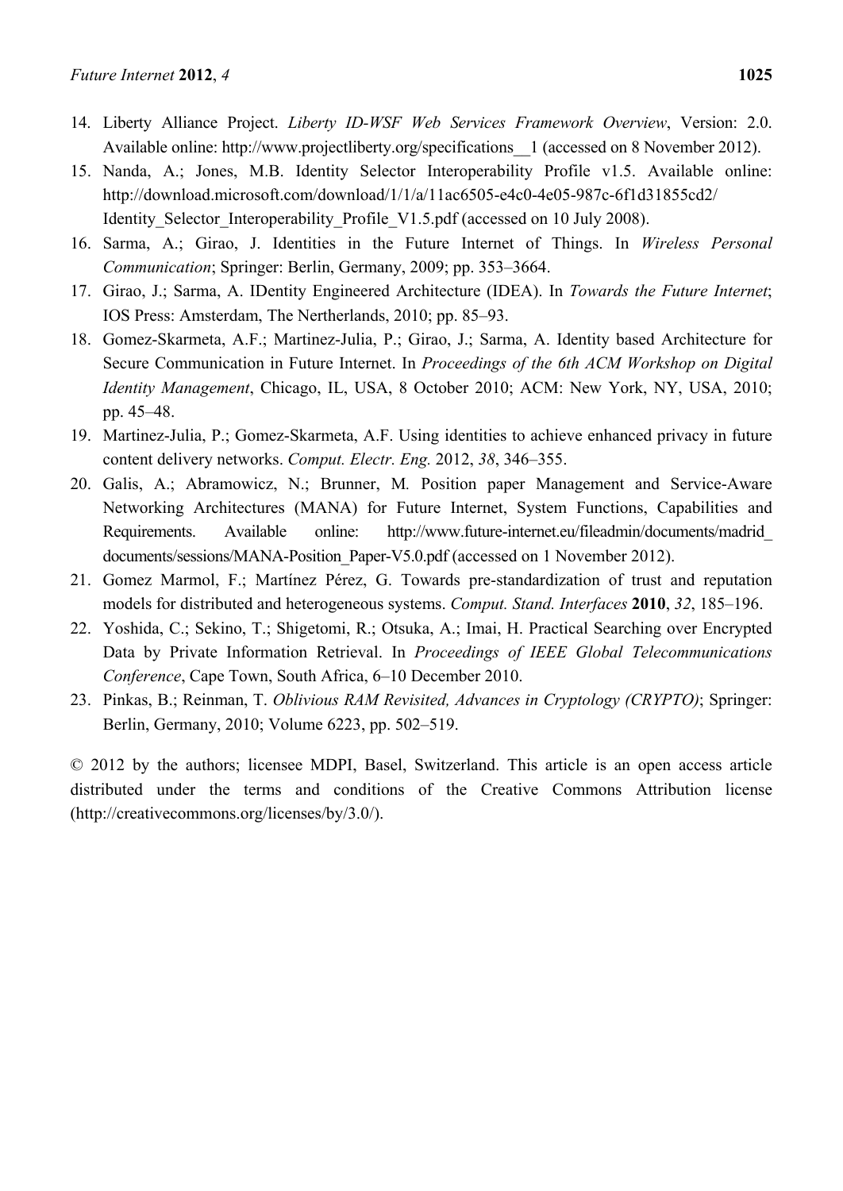14. Liberty Alliance Project. *Liberty ID-WSF Web Services Framework Overview*, Version: 2.0. Available online: http://www.projectliberty.org/specifications__1 (accessed on 8 November 2012).
15. Nanda, A.; Jones, M.B. Identity Selector Interoperability Profile v1.5. Available online: http://download.microsoft.com/download/1/1/a/11ac6505-e4c0-4e05-987c-6f1d31855cd2/Identity_Selector_Interoperability_Profile_V1.5.pdf (accessed on 10 July 2008).
16. Sarma, A.; Girao, J. Identities in the Future Internet of Things. In *Wireless Personal Communication*; Springer: Berlin, Germany, 2009; pp. 353–3664.
17. Girao, J.; Sarma, A. IDentity Engineered Architecture (IDEA). In *Towards the Future Internet*; IOS Press: Amsterdam, The Nertherlands, 2010; pp. 85–93.
18. Gomez-Skarmeta, A.F.; Martinez-Julia, P.; Girao, J.; Sarma, A. Identity based Architecture for Secure Communication in Future Internet. In *Proceedings of the 6th ACM Workshop on Digital Identity Management*, Chicago, IL, USA, 8 October 2010; ACM: New York, NY, USA, 2010; pp. 45–48.
19. Martinez-Julia, P.; Gomez-Skarmeta, A.F. Using identities to achieve enhanced privacy in future content delivery networks. *Comput. Electr. Eng.* 2012, *38*, 346–355.
20. Galis, A.; Abramowicz, N.; Brunner, M. Position paper Management and Service-Aware Networking Architectures (MANA) for Future Internet, System Functions, Capabilities and Requirements. Available online: http://www.future-internet.eu/fileadmin/documents/madrid_documents/sessions/MANA-Position_Paper-V5.0.pdf (accessed on 1 November 2012).
21. Gomez Marmol, F.; Martínez Pérez, G. Towards pre-standardization of trust and reputation models for distributed and heterogeneous systems. *Comput. Stand. Interfaces* **2010**, *32*, 185–196.
22. Yoshida, C.; Sekino, T.; Shigetomi, R.; Otsuka, A.; Imai, H. Practical Searching over Encrypted Data by Private Information Retrieval. In *Proceedings of IEEE Global Telecommunications Conference*, Cape Town, South Africa, 6–10 December 2010.
23. Pinkas, B.; Reinman, T. *Oblivious RAM Revisited, Advances in Cryptology (CRYPTO)*; Springer: Berlin, Germany, 2010; Volume 6223, pp. 502–519.

© 2012 by the authors; licensee MDPI, Basel, Switzerland. This article is an open access article distributed under the terms and conditions of the Creative Commons Attribution license (http://creativecommons.org/licenses/by/3.0/).